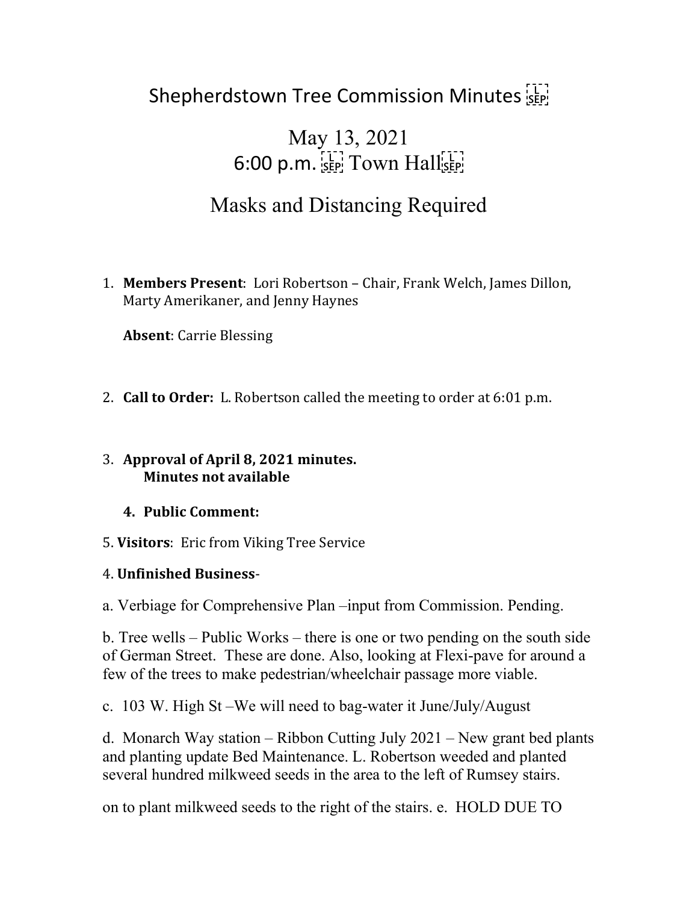# Shepherdstown Tree Commission Minutes

## May 13, 2021
## 6:00 p.m. Town Hall

## Masks and Distancing Required

1. **Members Present**: Lori Robertson – Chair, Frank Welch, James Dillon, Marty Amerikaner, and Jenny Haynes

   **Absent**: Carrie Blessing

2. **Call to Order:** L. Robertson called the meeting to order at 6:01 p.m.

3. **Approval of April 8, 2021 minutes.**
   **Minutes not available**

   4. **Public Comment:**

5. **Visitors**: Eric from Viking Tree Service

4. **Unfinished Business**-

a. Verbiage for Comprehensive Plan –input from Commission. Pending.

b. Tree wells – Public Works – there is one or two pending on the south side of German Street. These are done. Also, looking at Flexi-pave for around a few of the trees to make pedestrian/wheelchair passage more viable.

c. 103 W. High St –We will need to bag-water it June/July/August

d. Monarch Way station – Ribbon Cutting July 2021 – New grant bed plants and planting update Bed Maintenance. L. Robertson weeded and planted several hundred milkweed seeds in the area to the left of Rumsey stairs.

on to plant milkweed seeds to the right of the stairs. e. HOLD DUE TO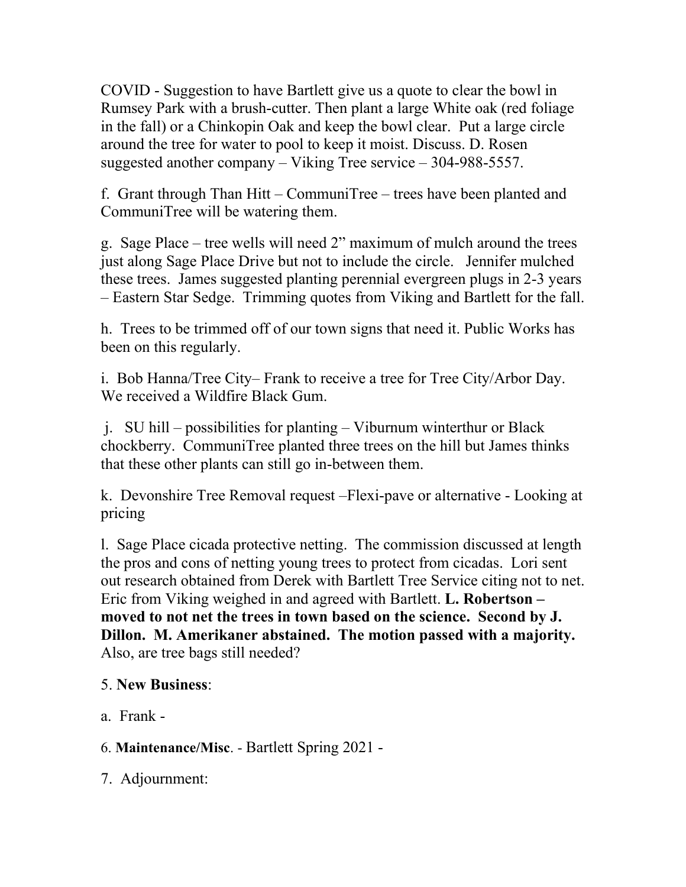COVID - Suggestion to have Bartlett give us a quote to clear the bowl in Rumsey Park with a brush-cutter. Then plant a large White oak (red foliage in the fall) or a Chinkopin Oak and keep the bowl clear. Put a large circle around the tree for water to pool to keep it moist. Discuss. D. Rosen suggested another company – Viking Tree service – 304-988-5557.

f. Grant through Than Hitt – CommuniTree – trees have been planted and CommuniTree will be watering them.

g. Sage Place – tree wells will need 2" maximum of mulch around the trees just along Sage Place Drive but not to include the circle. Jennifer mulched these trees. James suggested planting perennial evergreen plugs in 2-3 years – Eastern Star Sedge. Trimming quotes from Viking and Bartlett for the fall.

h. Trees to be trimmed off of our town signs that need it. Public Works has been on this regularly.

i. Bob Hanna/Tree City– Frank to receive a tree for Tree City/Arbor Day. We received a Wildfire Black Gum.

j. SU hill – possibilities for planting – Viburnum winterthur or Black chockberry. CommuniTree planted three trees on the hill but James thinks that these other plants can still go in-between them.

k. Devonshire Tree Removal request –Flexi-pave or alternative - Looking at pricing

l. Sage Place cicada protective netting. The commission discussed at length the pros and cons of netting young trees to protect from cicadas. Lori sent out research obtained from Derek with Bartlett Tree Service citing not to net. Eric from Viking weighed in and agreed with Bartlett. **L. Robertson – moved to not net the trees in town based on the science. Second by J. Dillon. M. Amerikaner abstained. The motion passed with a majority.** Also, are tree bags still needed?

5. **New Business**:

a. Frank -

6. **Maintenance/Misc**. - Bartlett Spring 2021 -

7. Adjournment: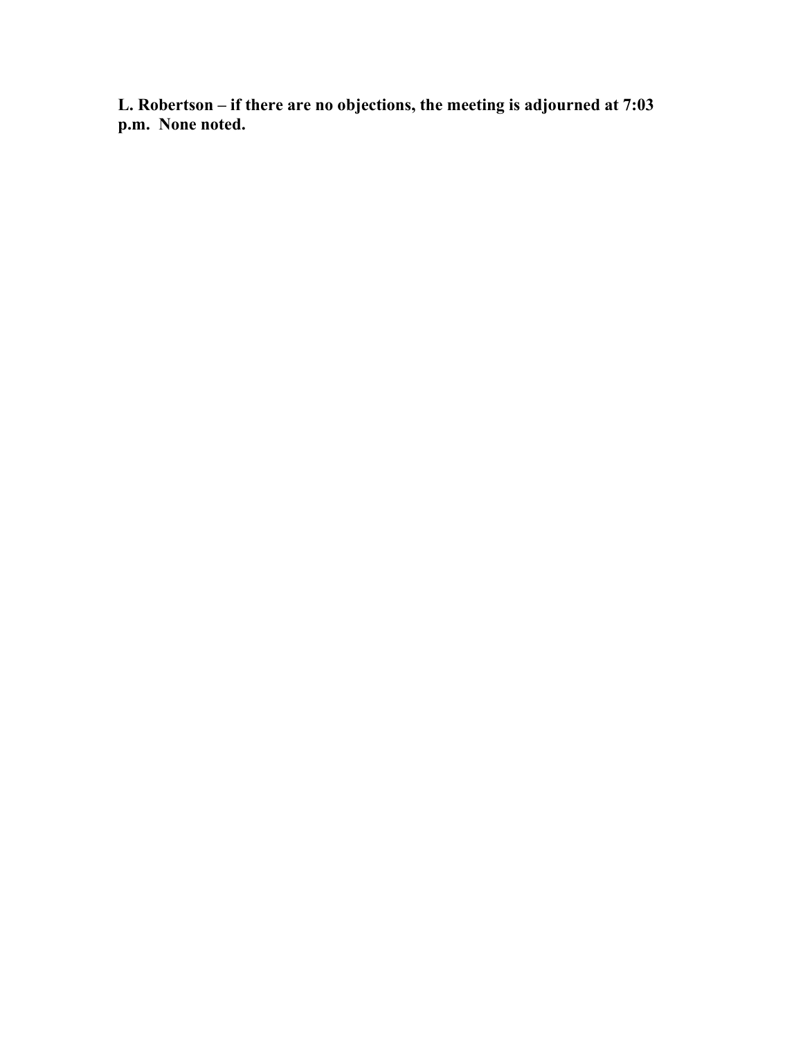**L. Robertson – if there are no objections, the meeting is adjourned at 7:03 p.m. None noted.**